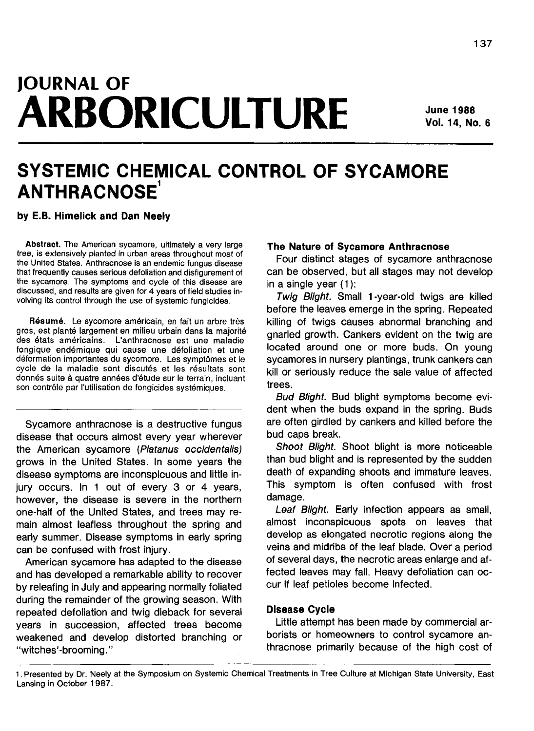# JOURNAL OF ARBORICULTURE

June 1988
Vol. 14, No. 6

## SYSTEMIC CHEMICAL CONTROL OF SYCAMORE ANTHRACNOSE[1]

**by E.B. Himelick and Dan Neely**

**Abstract.** The American sycamore, ultimately a very large tree, is extensively planted in urban areas throughout most of the United States. Anthracnose is an endemic fungus disease that frequently causes serious defoliation and disfigurement of the sycamore. The symptoms and cycle of this disease are discussed, and results are given for 4 years of field studies involving its control through the use of systemic fungicides.

**Résumé.** Le sycomore américain, en fait un arbre très gros, est planté largement en milieu urbain dans la majorité des états américains. L'anthracnose est une maladie fongique endémique qui cause une défoliation et une déformation importantes du sycomore. Les symptômes et le cycle de la maladie sont discutés et les résultats sont donnés suite à quatre années d'étude sur le terrain, incluant son contrôle par l'utilisation de fongicides systémiques.

Sycamore anthracnose is a destructive fungus disease that occurs almost every year wherever the American sycamore (*Platanus occidentalis*) grows in the United States. In some years the disease symptoms are inconspicuous and little injury occurs. In 1 out of every 3 or 4 years, however, the disease is severe in the northern one-half of the United States, and trees may remain almost leafless throughout the spring and early summer. Disease symptoms in early spring can be confused with frost injury.

American sycamore has adapted to the disease and has developed a remarkable ability to recover by releafing in July and appearing normally foliated during the remainder of the growing season. With repeated defoliation and twig dieback for several years in succession, affected trees become weakened and develop distorted branching or "witches'-brooming."

### The Nature of Sycamore Anthracnose

Four distinct stages of sycamore anthracnose can be observed, but all stages may not develop in a single year (1):

*Twig Blight.* Small 1-year-old twigs are killed before the leaves emerge in the spring. Repeated killing of twigs causes abnormal branching and gnarled growth. Cankers evident on the twig are located around one or more buds. On young sycamores in nursery plantings, trunk cankers can kill or seriously reduce the sale value of affected trees.

*Bud Blight.* Bud blight symptoms become evident when the buds expand in the spring. Buds are often girdled by cankers and killed before the bud caps break.

*Shoot Blight.* Shoot blight is more noticeable than bud blight and is represented by the sudden death of expanding shoots and immature leaves. This symptom is often confused with frost damage.

*Leaf Blight.* Early infection appears as small, almost inconspicuous spots on leaves that develop as elongated necrotic regions along the veins and midribs of the leaf blade. Over a period of several days, the necrotic areas enlarge and affected leaves may fall. Heavy defoliation can occur if leaf petioles become infected.

### Disease Cycle

Little attempt has been made by commercial arborists or homeowners to control sycamore anthracnose primarily because of the high cost of

---

1. Presented by Dr. Neely at the Symposium on Systemic Chemical Treatments in Tree Culture at Michigan State University, East Lansing in October 1987.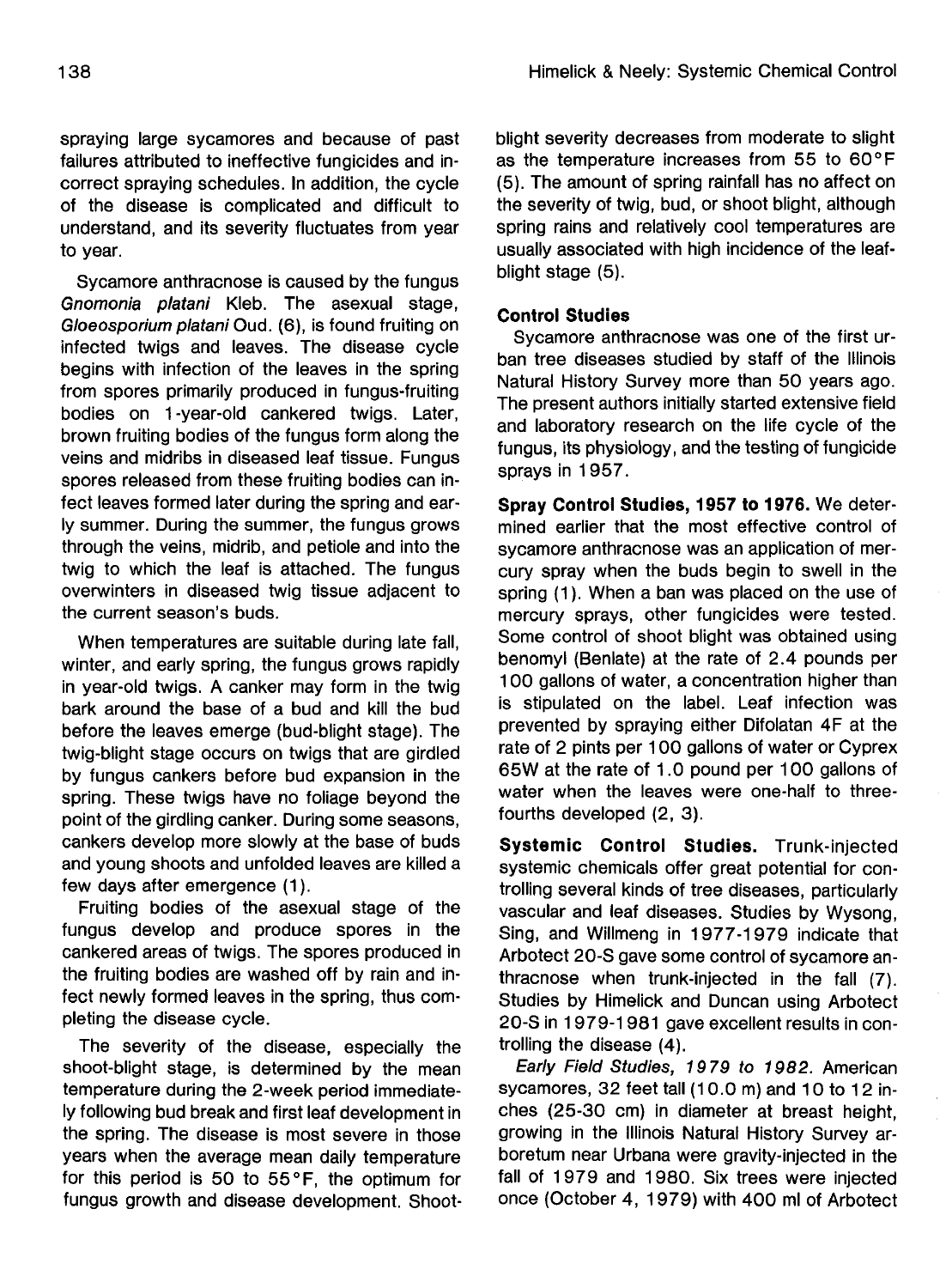spraying large sycamores and because of past failures attributed to ineffective fungicides and incorrect spraying schedules. In addition, the cycle of the disease is complicated and difficult to understand, and its severity fluctuates from year to year.

Sycamore anthracnose is caused by the fungus *Gnomonia platani* Kleb. The asexual stage, *Gloeosporium platani* Oud. (6), is found fruiting on infected twigs and leaves. The disease cycle begins with infection of the leaves in the spring from spores primarily produced in fungus-fruiting bodies on 1-year-old cankered twigs. Later, brown fruiting bodies of the fungus form along the veins and midribs in diseased leaf tissue. Fungus spores released from these fruiting bodies can infect leaves formed later during the spring and early summer. During the summer, the fungus grows through the veins, midrib, and petiole and into the twig to which the leaf is attached. The fungus overwinters in diseased twig tissue adjacent to the current season's buds.

When temperatures are suitable during late fall, winter, and early spring, the fungus grows rapidly in year-old twigs. A canker may form in the twig bark around the base of a bud and kill the bud before the leaves emerge (bud-blight stage). The twig-blight stage occurs on twigs that are girdled by fungus cankers before bud expansion in the spring. These twigs have no foliage beyond the point of the girdling canker. During some seasons, cankers develop more slowly at the base of buds and young shoots and unfolded leaves are killed a few days after emergence (1).

Fruiting bodies of the asexual stage of the fungus develop and produce spores in the cankered areas of twigs. The spores produced in the fruiting bodies are washed off by rain and infect newly formed leaves in the spring, thus completing the disease cycle.

The severity of the disease, especially the shoot-blight stage, is determined by the mean temperature during the 2-week period immediately following bud break and first leaf development in the spring. The disease is most severe in those years when the average mean daily temperature for this period is 50 to 55°F, the optimum for fungus growth and disease development. Shoot-blight severity decreases from moderate to slight as the temperature increases from 55 to 60°F (5). The amount of spring rainfall has no affect on the severity of twig, bud, or shoot blight, although spring rains and relatively cool temperatures are usually associated with high incidence of the leaf-blight stage (5).

### Control Studies

Sycamore anthracnose was one of the first urban tree diseases studied by staff of the Illinois Natural History Survey more than 50 years ago. The present authors initially started extensive field and laboratory research on the life cycle of the fungus, its physiology, and the testing of fungicide sprays in 1957.

**Spray Control Studies, 1957 to 1976.** We determined earlier that the most effective control of sycamore anthracnose was an application of mercury spray when the buds begin to swell in the spring (1). When a ban was placed on the use of mercury sprays, other fungicides were tested. Some control of shoot blight was obtained using benomyl (Benlate) at the rate of 2.4 pounds per 100 gallons of water, a concentration higher than is stipulated on the label. Leaf infection was prevented by spraying either Difolatan 4F at the rate of 2 pints per 100 gallons of water or Cyprex 65W at the rate of 1.0 pound per 100 gallons of water when the leaves were one-half to three-fourths developed (2, 3).

**Systemic Control Studies.** Trunk-injected systemic chemicals offer great potential for controlling several kinds of tree diseases, particularly vascular and leaf diseases. Studies by Wysong, Sing, and Willmeng in 1977-1979 indicate that Arbotect 20-S gave some control of sycamore anthracnose when trunk-injected in the fall (7). Studies by Himelick and Duncan using Arbotect 20-S in 1979-1981 gave excellent results in controlling the disease (4).

*Early Field Studies, 1979 to 1982.* American sycamores, 32 feet tall (10.0 m) and 10 to 12 inches (25-30 cm) in diameter at breast height, growing in the Illinois Natural History Survey arboretum near Urbana were gravity-injected in the fall of 1979 and 1980. Six trees were injected once (October 4, 1979) with 400 ml of Arbotect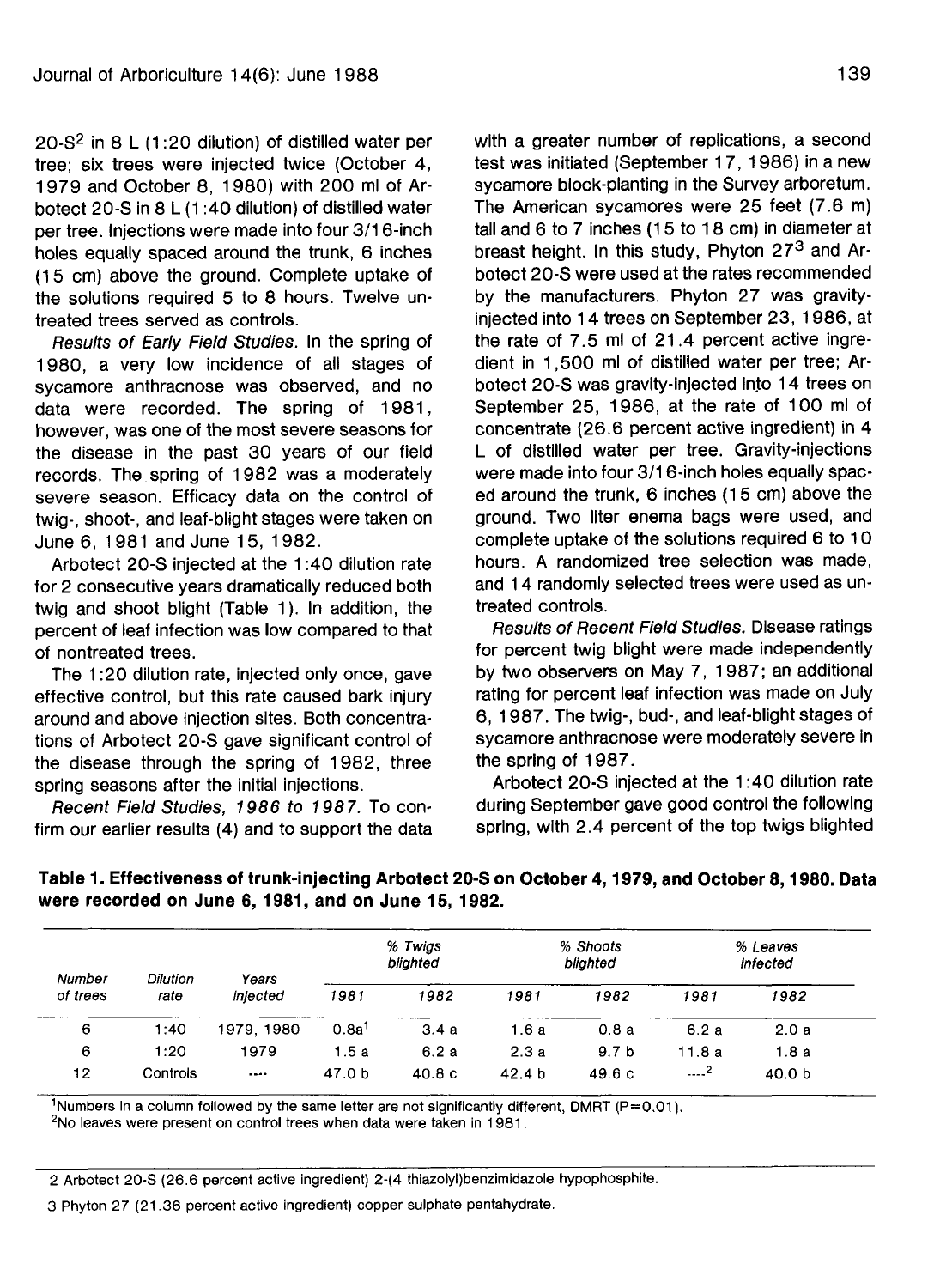20-S[2] in 8 L (1:20 dilution) of distilled water per tree; six trees were injected twice (October 4, 1979 and October 8, 1980) with 200 ml of Arbotect 20-S in 8 L (1:40 dilution) of distilled water per tree. Injections were made into four 3/16-inch holes equally spaced around the trunk, 6 inches (15 cm) above the ground. Complete uptake of the solutions required 5 to 8 hours. Twelve untreated trees served as controls.

*Results of Early Field Studies.* In the spring of 1980, a very low incidence of all stages of sycamore anthracnose was observed, and no data were recorded. The spring of 1981, however, was one of the most severe seasons for the disease in the past 30 years of our field records. The spring of 1982 was a moderately severe season. Efficacy data on the control of twig-, shoot-, and leaf-blight stages were taken on June 6, 1981 and June 15, 1982.

Arbotect 20-S injected at the 1:40 dilution rate for 2 consecutive years dramatically reduced both twig and shoot blight (Table 1). In addition, the percent of leaf infection was low compared to that of nontreated trees.

The 1:20 dilution rate, injected only once, gave effective control, but this rate caused bark injury around and above injection sites. Both concentrations of Arbotect 20-S gave significant control of the disease through the spring of 1982, three spring seasons after the initial injections.

*Recent Field Studies, 1986 to 1987.* To confirm our earlier results (4) and to support the data with a greater number of replications, a second test was initiated (September 17, 1986) in a new sycamore block-planting in the Survey arboretum. The American sycamores were 25 feet (7.6 m) tall and 6 to 7 inches (15 to 18 cm) in diameter at breast height. In this study, Phyton 27[3] and Arbotect 20-S were used at the rates recommended by the manufacturers. Phyton 27 was gravity-injected into 14 trees on September 23, 1986, at the rate of 7.5 ml of 21.4 percent active ingredient in 1,500 ml of distilled water per tree; Arbotect 20-S was gravity-injected into 14 trees on September 25, 1986, at the rate of 100 ml of concentrate (26.6 percent active ingredient) in 4 L of distilled water per tree. Gravity-injections were made into four 3/16-inch holes equally spaced around the trunk, 6 inches (15 cm) above the ground. Two liter enema bags were used, and complete uptake of the solutions required 6 to 10 hours. A randomized tree selection was made, and 14 randomly selected trees were used as untreated controls.

*Results of Recent Field Studies.* Disease ratings for percent twig blight were made independently by two observers on May 7, 1987; an additional rating for percent leaf infection was made on July 6, 1987. The twig-, bud-, and leaf-blight stages of sycamore anthracnose were moderately severe in the spring of 1987.

Arbotect 20-S injected at the 1:40 dilution rate during September gave good control the following spring, with 2.4 percent of the top twigs blighted

**Table 1. Effectiveness of trunk-injecting Arbotect 20-S on October 4, 1979, and October 8, 1980. Data were recorded on June 6, 1981, and on June 15, 1982.**

| Number of trees | Dilution rate | Years injected | % Twigs blighted | | % Shoots blighted | | % Leaves infected | |
|---|---|---|---|---|---|---|---|---|
| | | | 1981 | 1982 | 1981 | 1982 | 1981 | 1982 |
| 6 | 1:40 | 1979, 1980 | 0.8a[1] | 3.4 a | 1.6 a | 0.8 a | 6.2 a | 2.0 a |
| 6 | 1:20 | 1979 | 1.5 a | 6.2 a | 2.3 a | 9.7 b | 11.8 a | 1.8 a |
| 12 | Controls | ---- | 47.0 b | 40.8 c | 42.4 b | 49.6 c | ----[2] | 40.0 b |

[1]Numbers in a column followed by the same letter are not significantly different, DMRT ($P=0.01$).
[2]No leaves were present on control trees when data were taken in 1981.

2 Arbotect 20-S (26.6 percent active ingredient) 2-(4 thiazolyl)benzimidazole hypophosphite.

3 Phyton 27 (21.36 percent active ingredient) copper sulphate pentahydrate.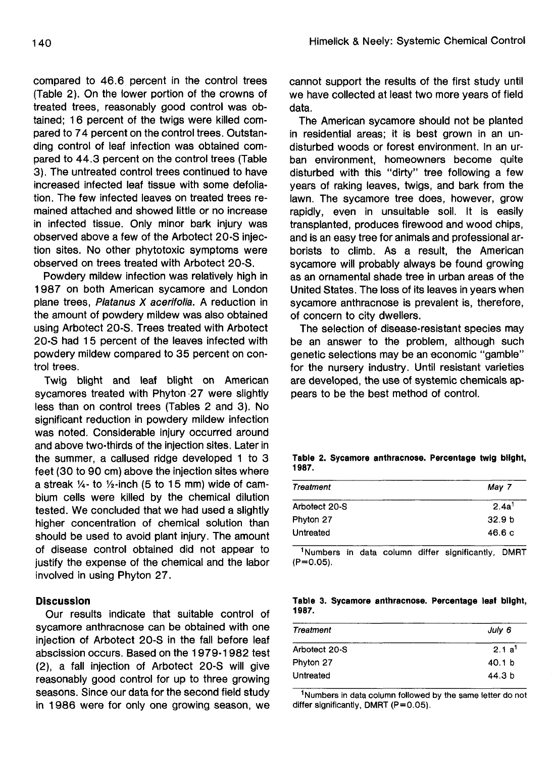compared to 46.6 percent in the control trees (Table 2). On the lower portion of the crowns of treated trees, reasonably good control was obtained; 16 percent of the twigs were killed compared to 74 percent on the control trees. Outstanding control of leaf infection was obtained compared to 44.3 percent on the control trees (Table 3). The untreated control trees continued to have increased infected leaf tissue with some defoliation. The few infected leaves on treated trees remained attached and showed little or no increase in infected tissue. Only minor bark injury was observed above a few of the Arbotect 20-S injection sites. No other phytotoxic symptoms were observed on trees treated with Arbotect 20-S.

Powdery mildew infection was relatively high in 1987 on both American sycamore and London plane trees, *Platanus X acerifolia*. A reduction in the amount of powdery mildew was also obtained using Arbotect 20-S. Trees treated with Arbotect 20-S had 15 percent of the leaves infected with powdery mildew compared to 35 percent on control trees.

Twig blight and leaf blight on American sycamores treated with Phyton 27 were slightly less than on control trees (Tables 2 and 3). No significant reduction in powdery mildew infection was noted. Considerable injury occurred around and above two-thirds of the injection sites. Later in the summer, a callused ridge developed 1 to 3 feet (30 to 90 cm) above the injection sites where a streak ¼- to ½-inch (5 to 15 mm) wide of cambium cells were killed by the chemical dilution tested. We concluded that we had used a slightly higher concentration of chemical solution than should be used to avoid plant injury. The amount of disease control obtained did not appear to justify the expense of the chemical and the labor involved in using Phyton 27.

## Discussion

Our results indicate that suitable control of sycamore anthracnose can be obtained with one injection of Arbotect 20-S in the fall before leaf abscission occurs. Based on the 1979-1982 test (2), a fall injection of Arbotect 20-S will give reasonably good control for up to three growing seasons. Since our data for the second field study in 1986 were for only one growing season, we cannot support the results of the first study until we have collected at least two more years of field data.

The American sycamore should not be planted in residential areas; it is best grown in an undisturbed woods or forest environment. In an urban environment, homeowners become quite disturbed with this "dirty" tree following a few years of raking leaves, twigs, and bark from the lawn. The sycamore tree does, however, grow rapidly, even in unsuitable soil. It is easily transplanted, produces firewood and wood chips, and is an easy tree for animals and professional arborists to climb. As a result, the American sycamore will probably always be found growing as an ornamental shade tree in urban areas of the United States. The loss of its leaves in years when sycamore anthracnose is prevalent is, therefore, of concern to city dwellers.

The selection of disease-resistant species may be an answer to the problem, although such genetic selections may be an economic "gamble" for the nursery industry. Until resistant varieties are developed, the use of systemic chemicals appears to be the best method of control.

**Table 2. Sycamore anthracnose. Percentage twig blight, 1987.**

| Treatment | May 7 |
|---|---|
| Arbotect 20-S | 2.4a[1] |
| Phyton 27 | 32.9 b |
| Untreated | 46.6 c |

[1]Numbers in data column differ significantly, DMRT (P=0.05).

**Table 3. Sycamore anthracnose. Percentage leaf blight, 1987.**

| Treatment | July 6 |
|---|---|
| Arbotect 20-S | 2.1 a[1] |
| Phyton 27 | 40.1 b |
| Untreated | 44.3 b |

[1]Numbers in data column followed by the same letter do not differ significantly, DMRT (P=0.05).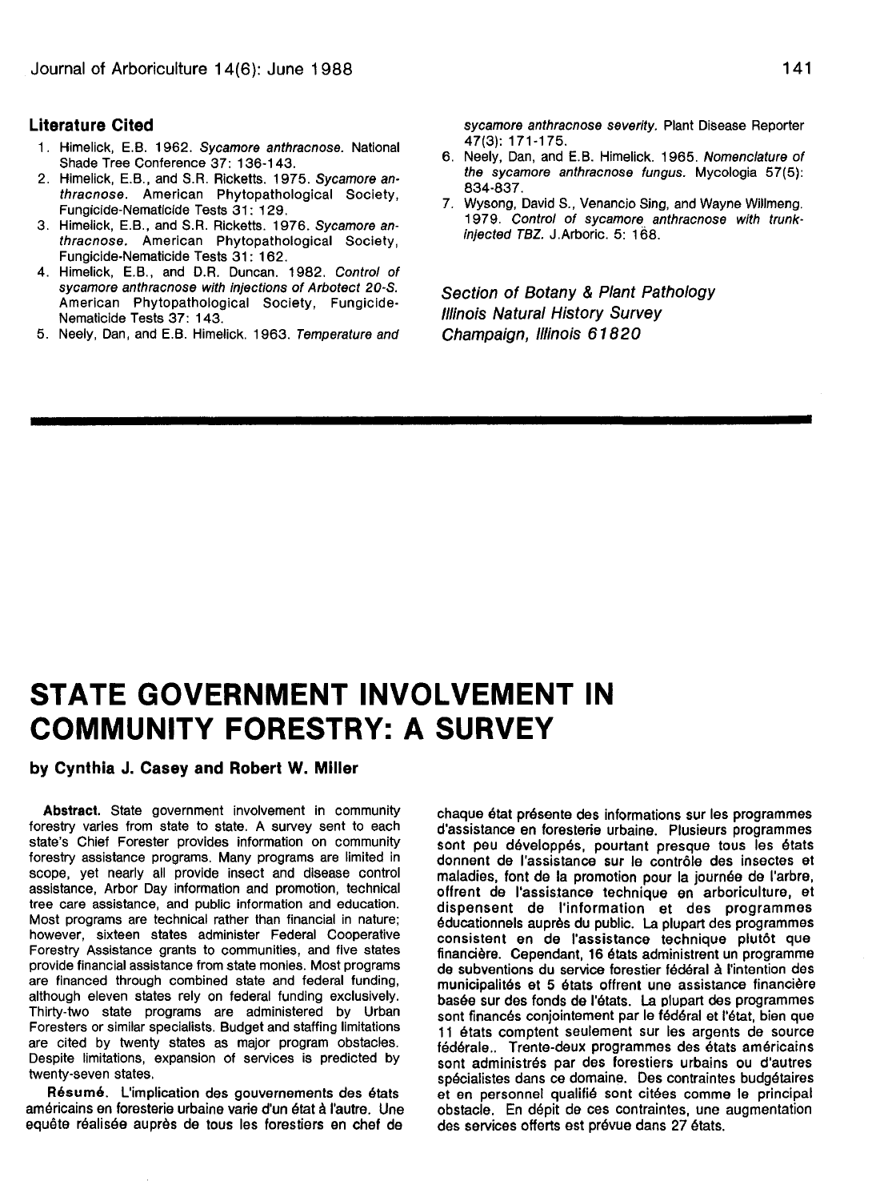### Literature Cited

1. Himelick, E.B. 1962. *Sycamore anthracnose.* National Shade Tree Conference 37: 136-143.
2. Himelick, E.B., and S.R. Ricketts. 1975. *Sycamore anthracnose.* American Phytopathological Society, Fungicide-Nematicide Tests 31: 129.
3. Himelick, E.B., and S.R. Ricketts. 1976. *Sycamore anthracnose.* American Phytopathological Society, Fungicide-Nematicide Tests 31: 162.
4. Himelick, E.B., and D.R. Duncan. 1982. *Control of sycamore anthracnose with injections of Arbotect 20-S.* American Phytopathological Society, Fungicide-Nematicide Tests 37: 143.
5. Neely, Dan, and E.B. Himelick. 1963. *Temperature and sycamore anthracnose severity.* Plant Disease Reporter 47(3): 171-175.
6. Neely, Dan, and E.B. Himelick. 1965. *Nomenclature of the sycamore anthracnose fungus.* Mycologia 57(5): 834-837.
7. Wysong, David S., Venancio Sing, and Wayne Willmeng. 1979. *Control of sycamore anthracnose with trunk-injected TBZ.* J.Arboric. 5: 168.

*Section of Botany & Plant Pathology*
*Illinois Natural History Survey*
*Champaign, Illinois 61820*

# STATE GOVERNMENT INVOLVEMENT IN COMMUNITY FORESTRY: A SURVEY

**by Cynthia J. Casey and Robert W. Miller**

**Abstract.** State government involvement in community forestry varies from state to state. A survey sent to each state's Chief Forester provides information on community forestry assistance programs. Many programs are limited in scope, yet nearly all provide insect and disease control assistance, Arbor Day information and promotion, technical tree care assistance, and public information and education. Most programs are technical rather than financial in nature; however, sixteen states administer Federal Cooperative Forestry Assistance grants to communities, and five states provide financial assistance from state monies. Most programs are financed through combined state and federal funding, although eleven states rely on federal funding exclusively. Thirty-two state programs are administered by Urban Foresters or similar specialists. Budget and staffing limitations are cited by twenty states as major program obstacles. Despite limitations, expansion of services is predicted by twenty-seven states.

**Résumé.** L'implication des gouvernements des états américains en foresterie urbaine varie d'un état à l'autre. Une equête réalisée auprès de tous les forestiers en chef de chaque état présente des informations sur les programmes d'assistance en foresterie urbaine. Plusieurs programmes sont peu développés, pourtant presque tous les états donnent de l'assistance sur le contrôle des insectes et maladies, font de la promotion pour la journée de l'arbre, offrent de l'assistance technique en arboriculture, et dispensent de l'information et des programmes éducationnels auprès du public. La plupart des programmes consistent en de l'assistance technique plutôt que financière. Cependant, 16 états administrent un programme de subventions du service forestier fédéral à l'intention des municipalités et 5 états offrent une assistance financière basée sur des fonds de l'états. La plupart des programmes sont financés conjointement par le fédéral et l'état, bien que 11 états comptent seulement sur les argents de source fédérale.. Trente-deux programmes des états américains sont administrés par des forestiers urbains ou d'autres spécialistes dans ce domaine. Des contraintes budgétaires et en personnel qualifié sont citées comme le principal obstacle. En dépit de ces contraintes, une augmentation des services offerts est prévue dans 27 états.